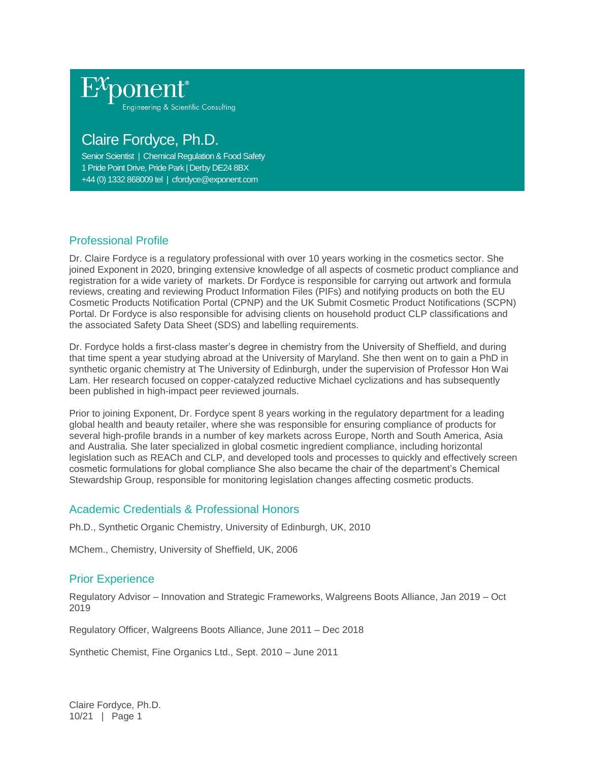Exponent®
Engineering & Scientific Consulting

# Claire Fordyce, Ph.D.

Senior Scientist | Chemical Regulation & Food Safety
1 Pride Point Drive, Pride Park | Derby DE24 8BX
+44 (0) 1332 868009 tel | cfordyce@exponent.com

## Professional Profile

Dr. Claire Fordyce is a regulatory professional with over 10 years working in the cosmetics sector. She joined Exponent in 2020, bringing extensive knowledge of all aspects of cosmetic product compliance and registration for a wide variety of markets. Dr Fordyce is responsible for carrying out artwork and formula reviews, creating and reviewing Product Information Files (PIFs) and notifying products on both the EU Cosmetic Products Notification Portal (CPNP) and the UK Submit Cosmetic Product Notifications (SCPN) Portal. Dr Fordyce is also responsible for advising clients on household product CLP classifications and the associated Safety Data Sheet (SDS) and labelling requirements.

Dr. Fordyce holds a first-class master's degree in chemistry from the University of Sheffield, and during that time spent a year studying abroad at the University of Maryland. She then went on to gain a PhD in synthetic organic chemistry at The University of Edinburgh, under the supervision of Professor Hon Wai Lam. Her research focused on copper-catalyzed reductive Michael cyclizations and has subsequently been published in high-impact peer reviewed journals.

Prior to joining Exponent, Dr. Fordyce spent 8 years working in the regulatory department for a leading global health and beauty retailer, where she was responsible for ensuring compliance of products for several high-profile brands in a number of key markets across Europe, North and South America, Asia and Australia. She later specialized in global cosmetic ingredient compliance, including horizontal legislation such as REACh and CLP, and developed tools and processes to quickly and effectively screen cosmetic formulations for global compliance She also became the chair of the department's Chemical Stewardship Group, responsible for monitoring legislation changes affecting cosmetic products.

## Academic Credentials & Professional Honors

Ph.D., Synthetic Organic Chemistry, University of Edinburgh, UK, 2010

MChem., Chemistry, University of Sheffield, UK, 2006

## Prior Experience

Regulatory Advisor – Innovation and Strategic Frameworks, Walgreens Boots Alliance, Jan 2019 – Oct 2019

Regulatory Officer, Walgreens Boots Alliance, June 2011 – Dec 2018

Synthetic Chemist, Fine Organics Ltd., Sept. 2010 – June 2011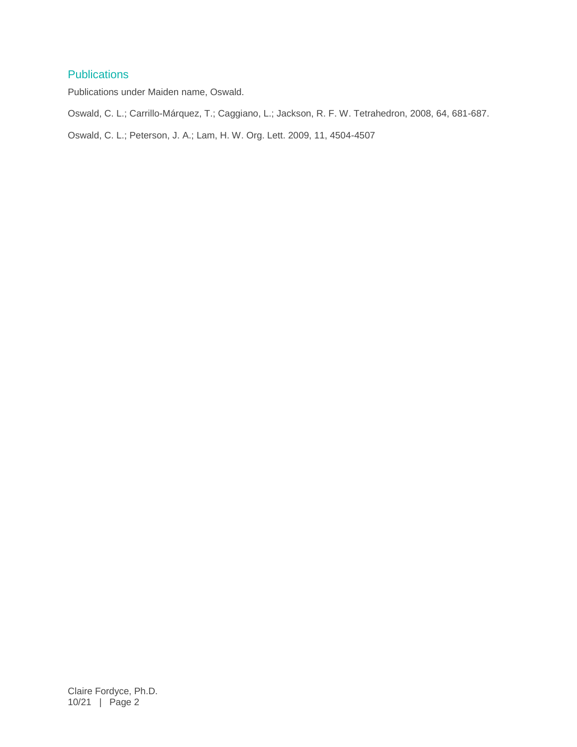## Publications

Publications under Maiden name, Oswald.

Oswald, C. L.; Carrillo-Márquez, T.; Caggiano, L.; Jackson, R. F. W. Tetrahedron, 2008, 64, 681-687.

Oswald, C. L.; Peterson, J. A.; Lam, H. W. Org. Lett. 2009, 11, 4504-4507